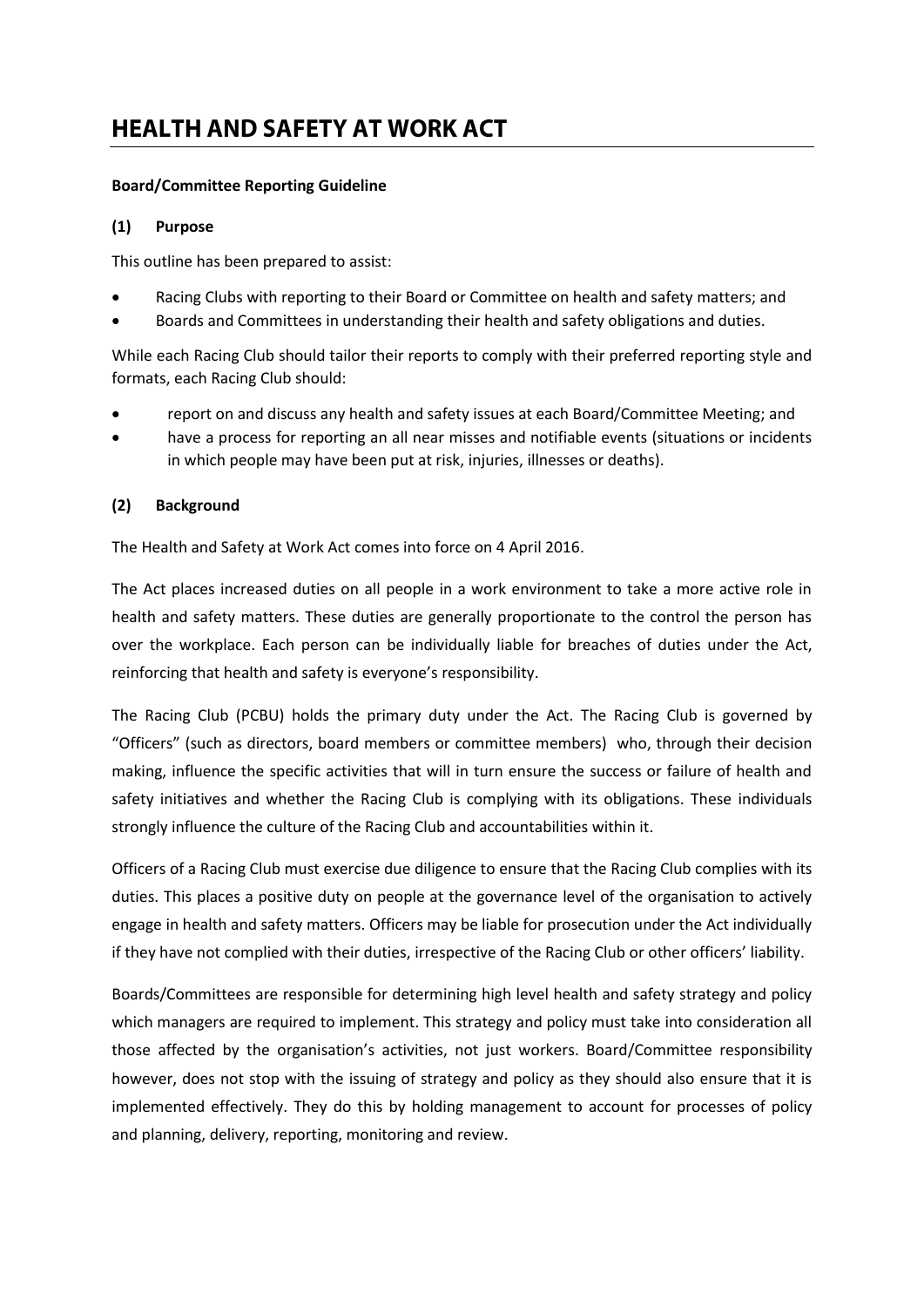# HEALTH AND SAFETY AT WORK ACT

**Board/Committee Reporting Guideline**

## (1) Purpose

This outline has been prepared to assist:

- Racing Clubs with reporting to their Board or Committee on health and safety matters; and
- Boards and Committees in understanding their health and safety obligations and duties.

While each Racing Club should tailor their reports to comply with their preferred reporting style and formats, each Racing Club should:

- report on and discuss any health and safety issues at each Board/Committee Meeting; and
- have a process for reporting an all near misses and notifiable events (situations or incidents in which people may have been put at risk, injuries, illnesses or deaths).

## (2) Background

The Health and Safety at Work Act comes into force on 4 April 2016.

The Act places increased duties on all people in a work environment to take a more active role in health and safety matters. These duties are generally proportionate to the control the person has over the workplace. Each person can be individually liable for breaches of duties under the Act, reinforcing that health and safety is everyone's responsibility.

The Racing Club (PCBU) holds the primary duty under the Act. The Racing Club is governed by "Officers" (such as directors, board members or committee members) who, through their decision making, influence the specific activities that will in turn ensure the success or failure of health and safety initiatives and whether the Racing Club is complying with its obligations. These individuals strongly influence the culture of the Racing Club and accountabilities within it.

Officers of a Racing Club must exercise due diligence to ensure that the Racing Club complies with its duties. This places a positive duty on people at the governance level of the organisation to actively engage in health and safety matters. Officers may be liable for prosecution under the Act individually if they have not complied with their duties, irrespective of the Racing Club or other officers' liability.

Boards/Committees are responsible for determining high level health and safety strategy and policy which managers are required to implement. This strategy and policy must take into consideration all those affected by the organisation's activities, not just workers. Board/Committee responsibility however, does not stop with the issuing of strategy and policy as they should also ensure that it is implemented effectively. They do this by holding management to account for processes of policy and planning, delivery, reporting, monitoring and review.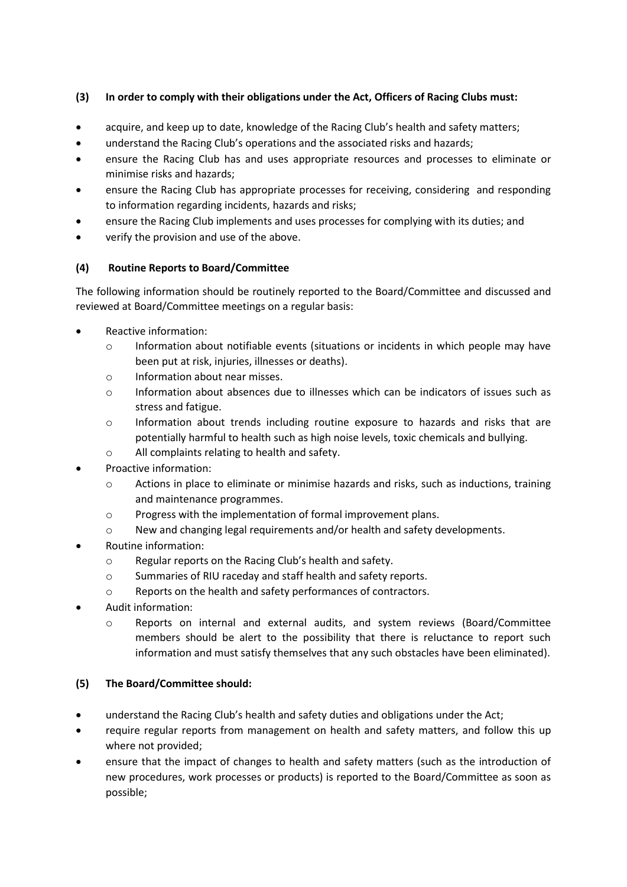**(3) In order to comply with their obligations under the Act, Officers of Racing Clubs must:**

- acquire, and keep up to date, knowledge of the Racing Club's health and safety matters;
- understand the Racing Club's operations and the associated risks and hazards;
- ensure the Racing Club has and uses appropriate resources and processes to eliminate or minimise risks and hazards;
- ensure the Racing Club has appropriate processes for receiving, considering and responding to information regarding incidents, hazards and risks;
- ensure the Racing Club implements and uses processes for complying with its duties; and
- verify the provision and use of the above.

**(4) Routine Reports to Board/Committee**

The following information should be routinely reported to the Board/Committee and discussed and reviewed at Board/Committee meetings on a regular basis:

- Reactive information:
  - Information about notifiable events (situations or incidents in which people may have been put at risk, injuries, illnesses or deaths).
  - Information about near misses.
  - Information about absences due to illnesses which can be indicators of issues such as stress and fatigue.
  - Information about trends including routine exposure to hazards and risks that are potentially harmful to health such as high noise levels, toxic chemicals and bullying.
  - All complaints relating to health and safety.
- Proactive information:
  - Actions in place to eliminate or minimise hazards and risks, such as inductions, training and maintenance programmes.
  - Progress with the implementation of formal improvement plans.
  - New and changing legal requirements and/or health and safety developments.
- Routine information:
  - Regular reports on the Racing Club's health and safety.
  - Summaries of RIU raceday and staff health and safety reports.
  - Reports on the health and safety performances of contractors.
- Audit information:
  - Reports on internal and external audits, and system reviews (Board/Committee members should be alert to the possibility that there is reluctance to report such information and must satisfy themselves that any such obstacles have been eliminated).

**(5) The Board/Committee should:**

- understand the Racing Club's health and safety duties and obligations under the Act;
- require regular reports from management on health and safety matters, and follow this up where not provided;
- ensure that the impact of changes to health and safety matters (such as the introduction of new procedures, work processes or products) is reported to the Board/Committee as soon as possible;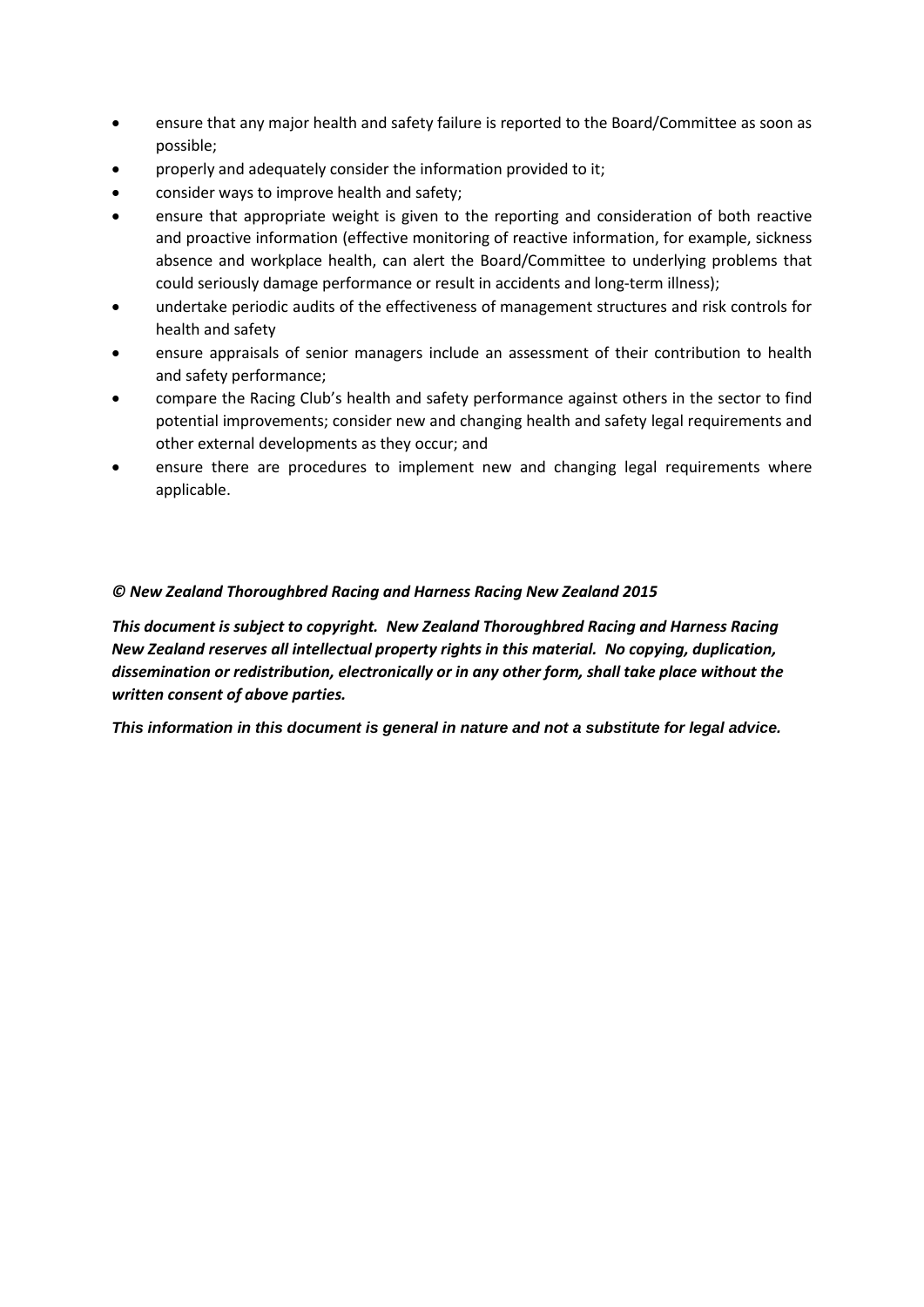- ensure that any major health and safety failure is reported to the Board/Committee as soon as possible;
- properly and adequately consider the information provided to it;
- consider ways to improve health and safety;
- ensure that appropriate weight is given to the reporting and consideration of both reactive and proactive information (effective monitoring of reactive information, for example, sickness absence and workplace health, can alert the Board/Committee to underlying problems that could seriously damage performance or result in accidents and long-term illness);
- undertake periodic audits of the effectiveness of management structures and risk controls for health and safety
- ensure appraisals of senior managers include an assessment of their contribution to health and safety performance;
- compare the Racing Club's health and safety performance against others in the sector to find potential improvements; consider new and changing health and safety legal requirements and other external developments as they occur; and
- ensure there are procedures to implement new and changing legal requirements where applicable.

***© New Zealand Thoroughbred Racing and Harness Racing New Zealand 2015***

***This document is subject to copyright. New Zealand Thoroughbred Racing and Harness Racing New Zealand reserves all intellectual property rights in this material. No copying, duplication, dissemination or redistribution, electronically or in any other form, shall take place without the written consent of above parties.***

***This information in this document is general in nature and not a substitute for legal advice.***